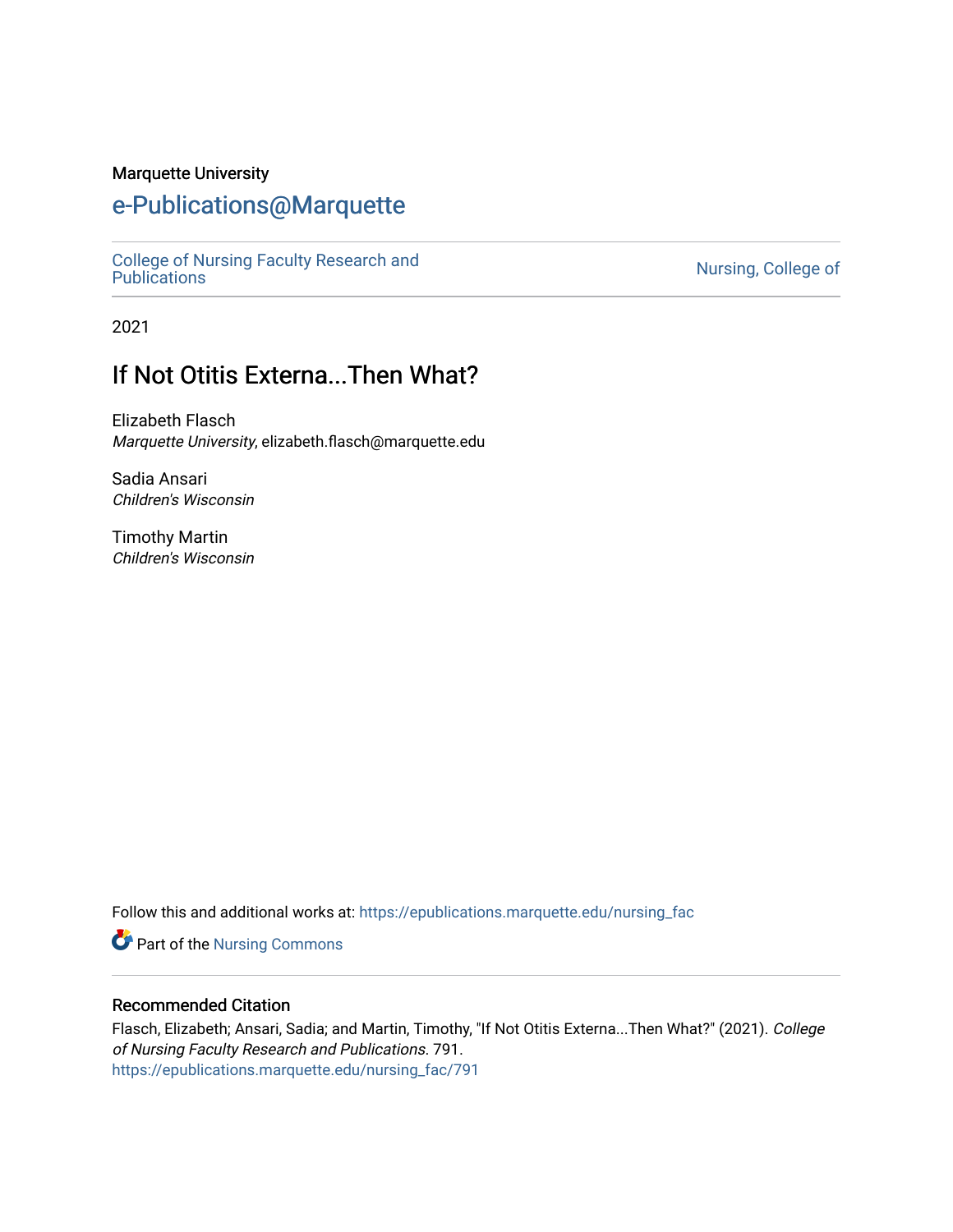Marquette University

# e-Publications@Marquette

College of Nursing Faculty Research and Publications

Nursing, College of

2021

## If Not Otitis Externa...Then What?

Elizabeth Flasch
*Marquette University*, elizabeth.flasch@marquette.edu

Sadia Ansari
*Children's Wisconsin*

Timothy Martin
*Children's Wisconsin*

Follow this and additional works at: https://epublications.marquette.edu/nursing_fac

Part of the Nursing Commons

### Recommended Citation

Flasch, Elizabeth; Ansari, Sadia; and Martin, Timothy, "If Not Otitis Externa...Then What?" (2021). *College of Nursing Faculty Research and Publications*. 791.
https://epublications.marquette.edu/nursing_fac/791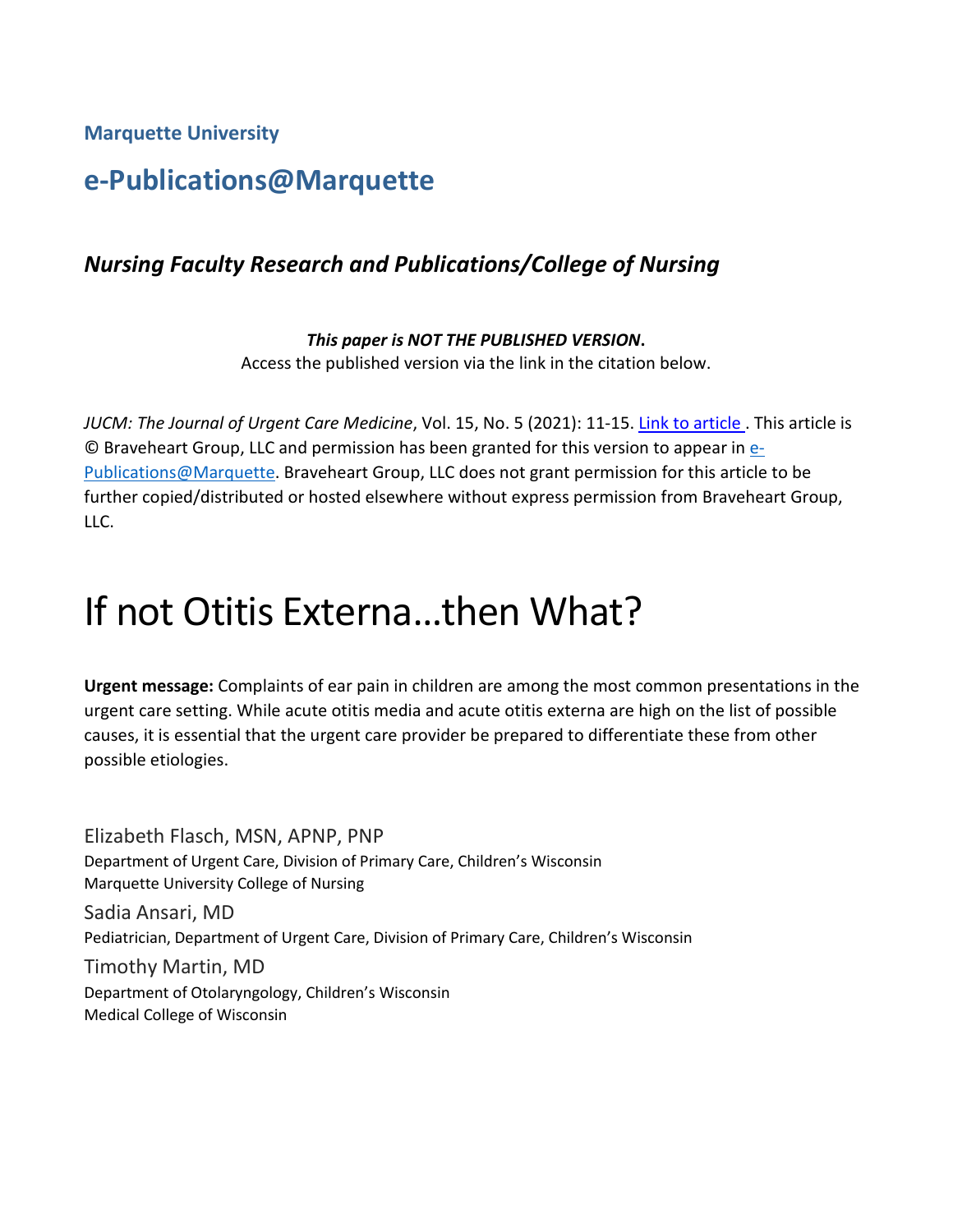Marquette University

## e-Publications@Marquette

### *Nursing Faculty Research and Publications/College of Nursing*

***This paper is NOT THE PUBLISHED VERSION*.**
Access the published version via the link in the citation below.

*JUCM: The Journal of Urgent Care Medicine*, Vol. 15, No. 5 (2021): 11-15. Link to article . This article is © Braveheart Group, LLC and permission has been granted for this version to appear in e-Publications@Marquette. Braveheart Group, LLC does not grant permission for this article to be further copied/distributed or hosted elsewhere without express permission from Braveheart Group, LLC.

# If not Otitis Externa…then What?

**Urgent message:** Complaints of ear pain in children are among the most common presentations in the urgent care setting. While acute otitis media and acute otitis externa are high on the list of possible causes, it is essential that the urgent care provider be prepared to differentiate these from other possible etiologies.

Elizabeth Flasch, MSN, APNP, PNP
Department of Urgent Care, Division of Primary Care, Children's Wisconsin
Marquette University College of Nursing

Sadia Ansari, MD
Pediatrician, Department of Urgent Care, Division of Primary Care, Children's Wisconsin

Timothy Martin, MD
Department of Otolaryngology, Children's Wisconsin
Medical College of Wisconsin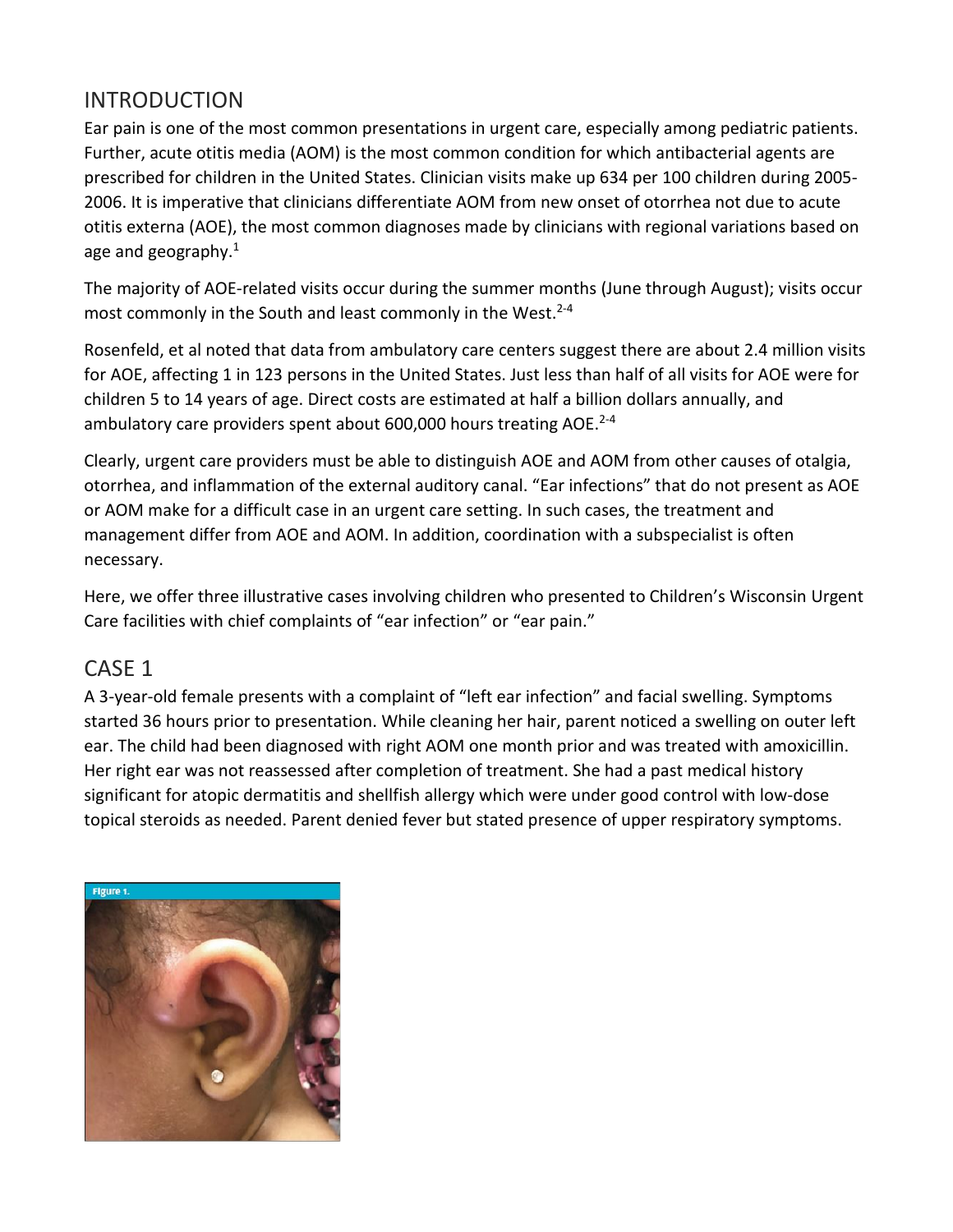## INTRODUCTION

Ear pain is one of the most common presentations in urgent care, especially among pediatric patients. Further, acute otitis media (AOM) is the most common condition for which antibacterial agents are prescribed for children in the United States. Clinician visits make up 634 per 100 children during 2005-2006. It is imperative that clinicians differentiate AOM from new onset of otorrhea not due to acute otitis externa (AOE), the most common diagnoses made by clinicians with regional variations based on age and geography.[1]

The majority of AOE-related visits occur during the summer months (June through August); visits occur most commonly in the South and least commonly in the West.[2-4]

Rosenfeld, et al noted that data from ambulatory care centers suggest there are about 2.4 million visits for AOE, affecting 1 in 123 persons in the United States. Just less than half of all visits for AOE were for children 5 to 14 years of age. Direct costs are estimated at half a billion dollars annually, and ambulatory care providers spent about 600,000 hours treating AOE.[2-4]

Clearly, urgent care providers must be able to distinguish AOE and AOM from other causes of otalgia, otorrhea, and inflammation of the external auditory canal. "Ear infections" that do not present as AOE or AOM make for a difficult case in an urgent care setting. In such cases, the treatment and management differ from AOE and AOM. In addition, coordination with a subspecialist is often necessary.

Here, we offer three illustrative cases involving children who presented to Children's Wisconsin Urgent Care facilities with chief complaints of "ear infection" or "ear pain."

## CASE 1

A 3-year-old female presents with a complaint of "left ear infection" and facial swelling. Symptoms started 36 hours prior to presentation. While cleaning her hair, parent noticed a swelling on outer left ear. The child had been diagnosed with right AOM one month prior and was treated with amoxicillin. Her right ear was not reassessed after completion of treatment. She had a past medical history significant for atopic dermatitis and shellfish allergy which were under good control with low-dose topical steroids as needed. Parent denied fever but stated presence of upper respiratory symptoms.

Figure 1.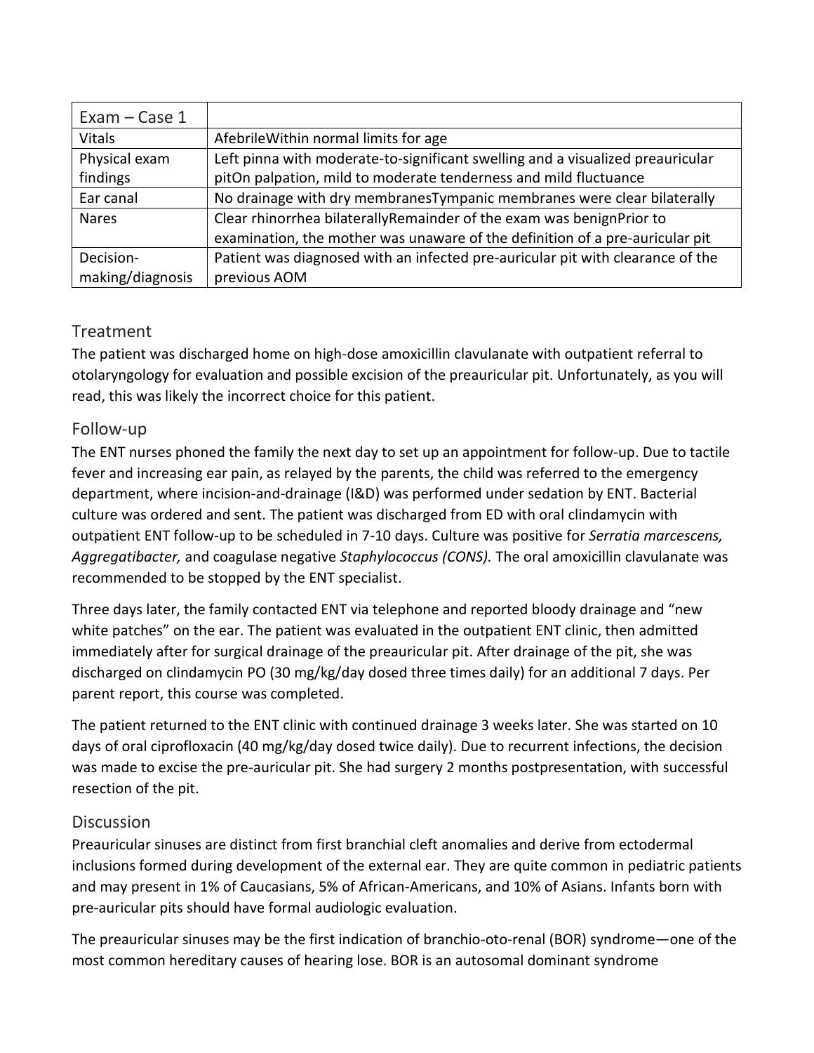| Exam – Case 1 | |
|---|---|
| Vitals | AfebrileWithin normal limits for age |
| Physical exam findings | Left pinna with moderate-to-significant swelling and a visualized preauricular pitOn palpation, mild to moderate tenderness and mild fluctuance |
| Ear canal | No drainage with dry membranesTympanic membranes were clear bilaterally |
| Nares | Clear rhinorrhea bilaterallyRemainder of the exam was benignPrior to examination, the mother was unaware of the definition of a pre-auricular pit |
| Decision-making/diagnosis | Patient was diagnosed with an infected pre-auricular pit with clearance of the previous AOM |

## Treatment

The patient was discharged home on high-dose amoxicillin clavulanate with outpatient referral to otolaryngology for evaluation and possible excision of the preauricular pit. Unfortunately, as you will read, this was likely the incorrect choice for this patient.

## Follow-up

The ENT nurses phoned the family the next day to set up an appointment for follow-up. Due to tactile fever and increasing ear pain, as relayed by the parents, the child was referred to the emergency department, where incision-and-drainage (I&D) was performed under sedation by ENT. Bacterial culture was ordered and sent. The patient was discharged from ED with oral clindamycin with outpatient ENT follow-up to be scheduled in 7-10 days. Culture was positive for *Serratia marcescens, Aggregatibacter,* and coagulase negative *Staphylococcus (CONS).* The oral amoxicillin clavulanate was recommended to be stopped by the ENT specialist.

Three days later, the family contacted ENT via telephone and reported bloody drainage and "new white patches" on the ear. The patient was evaluated in the outpatient ENT clinic, then admitted immediately after for surgical drainage of the preauricular pit. After drainage of the pit, she was discharged on clindamycin PO (30 mg/kg/day dosed three times daily) for an additional 7 days. Per parent report, this course was completed.

The patient returned to the ENT clinic with continued drainage 3 weeks later. She was started on 10 days of oral ciprofloxacin (40 mg/kg/day dosed twice daily). Due to recurrent infections, the decision was made to excise the pre-auricular pit. She had surgery 2 months postpresentation, with successful resection of the pit.

## Discussion

Preauricular sinuses are distinct from first branchial cleft anomalies and derive from ectodermal inclusions formed during development of the external ear. They are quite common in pediatric patients and may present in 1% of Caucasians, 5% of African-Americans, and 10% of Asians. Infants born with pre-auricular pits should have formal audiologic evaluation.

The preauricular sinuses may be the first indication of branchio-oto-renal (BOR) syndrome—one of the most common hereditary causes of hearing lose. BOR is an autosomal dominant syndrome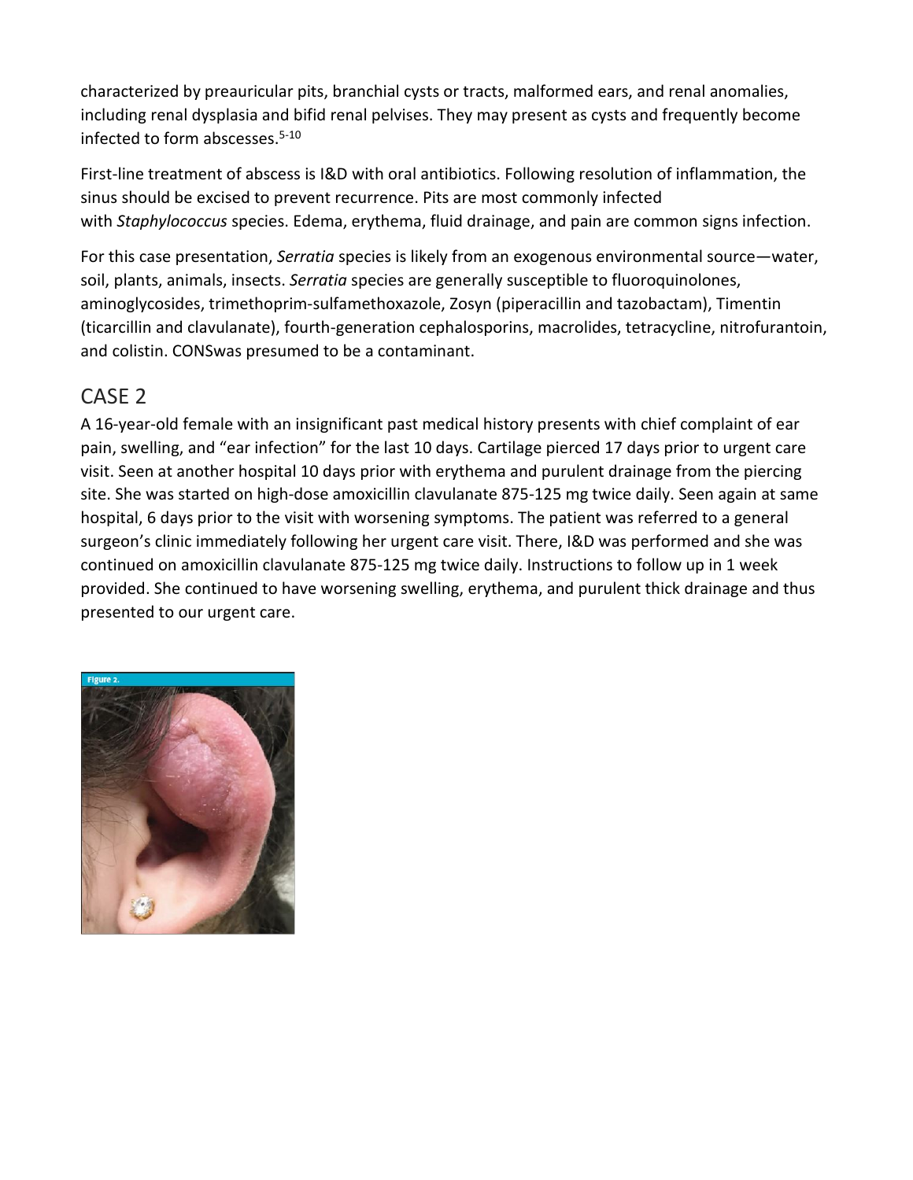characterized by preauricular pits, branchial cysts or tracts, malformed ears, and renal anomalies, including renal dysplasia and bifid renal pelvises. They may present as cysts and frequently become infected to form abscesses.[5-10]

First-line treatment of abscess is I&D with oral antibiotics. Following resolution of inflammation, the sinus should be excised to prevent recurrence. Pits are most commonly infected with *Staphylococcus* species. Edema, erythema, fluid drainage, and pain are common signs infection.

For this case presentation, *Serratia* species is likely from an exogenous environmental source—water, soil, plants, animals, insects. *Serratia* species are generally susceptible to fluoroquinolones, aminoglycosides, trimethoprim-sulfamethoxazole, Zosyn (piperacillin and tazobactam), Timentin (ticarcillin and clavulanate), fourth-generation cephalosporins, macrolides, tetracycline, nitrofurantoin, and colistin. CONSwas presumed to be a contaminant.

## CASE 2

A 16-year-old female with an insignificant past medical history presents with chief complaint of ear pain, swelling, and "ear infection" for the last 10 days. Cartilage pierced 17 days prior to urgent care visit. Seen at another hospital 10 days prior with erythema and purulent drainage from the piercing site. She was started on high-dose amoxicillin clavulanate 875-125 mg twice daily. Seen again at same hospital, 6 days prior to the visit with worsening symptoms. The patient was referred to a general surgeon's clinic immediately following her urgent care visit. There, I&D was performed and she was continued on amoxicillin clavulanate 875-125 mg twice daily. Instructions to follow up in 1 week provided. She continued to have worsening swelling, erythema, and purulent thick drainage and thus presented to our urgent care.

Figure 2.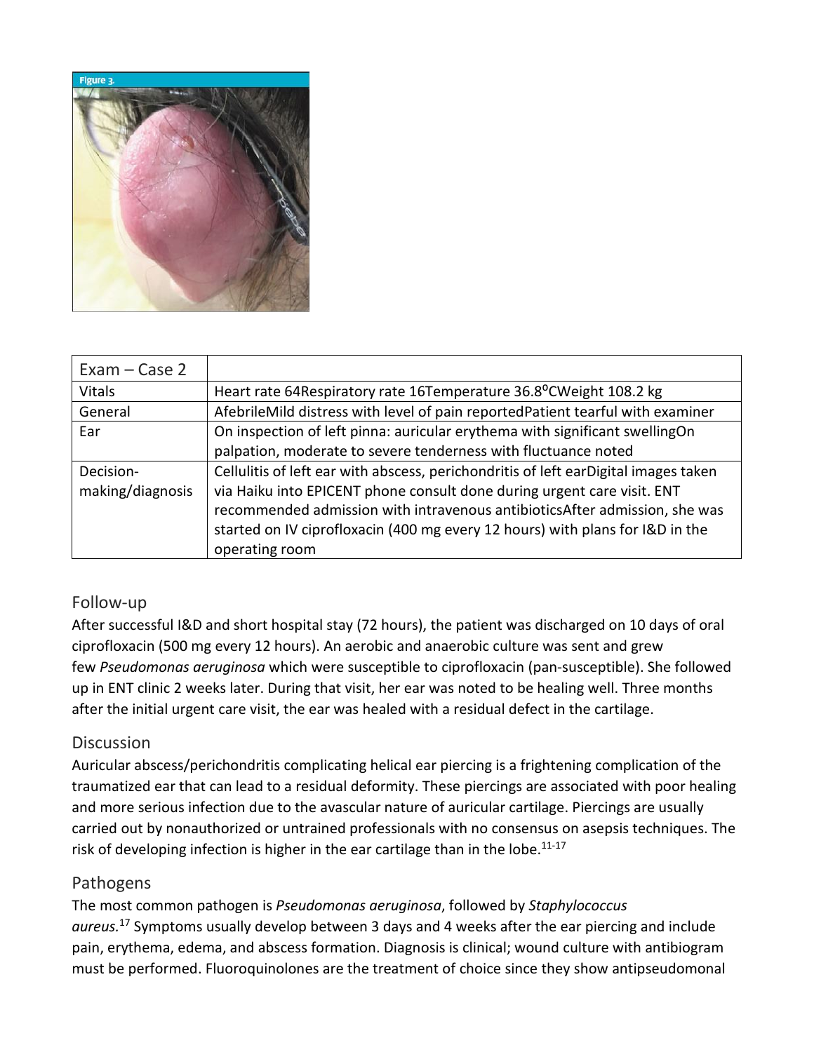Figure 3.

| Exam – Case 2 | |
|---|---|
| Vitals | Heart rate 64Respiratory rate 16Temperature 36.8°CWeight 108.2 kg |
| General | AfebrileMild distress with level of pain reportedPatient tearful with examiner |
| Ear | On inspection of left pinna: auricular erythema with significant swellingOn palpation, moderate to severe tenderness with fluctuance noted |
| Decision-making/diagnosis | Cellulitis of left ear with abscess, perichondritis of left earDigital images taken via Haiku into EPICENT phone consult done during urgent care visit. ENT recommended admission with intravenous antibioticsAfter admission, she was started on IV ciprofloxacin (400 mg every 12 hours) with plans for I&D in the operating room |

## Follow-up

After successful I&D and short hospital stay (72 hours), the patient was discharged on 10 days of oral ciprofloxacin (500 mg every 12 hours). An aerobic and anaerobic culture was sent and grew few *Pseudomonas aeruginosa* which were susceptible to ciprofloxacin (pan-susceptible). She followed up in ENT clinic 2 weeks later. During that visit, her ear was noted to be healing well. Three months after the initial urgent care visit, the ear was healed with a residual defect in the cartilage.

## Discussion

Auricular abscess/perichondritis complicating helical ear piercing is a frightening complication of the traumatized ear that can lead to a residual deformity. These piercings are associated with poor healing and more serious infection due to the avascular nature of auricular cartilage. Piercings are usually carried out by nonauthorized or untrained professionals with no consensus on asepsis techniques. The risk of developing infection is higher in the ear cartilage than in the lobe.[11-17]

## Pathogens

The most common pathogen is *Pseudomonas aeruginosa*, followed by *Staphylococcus aureus.*[17] Symptoms usually develop between 3 days and 4 weeks after the ear piercing and include pain, erythema, edema, and abscess formation. Diagnosis is clinical; wound culture with antibiogram must be performed. Fluoroquinolones are the treatment of choice since they show antipseudomonal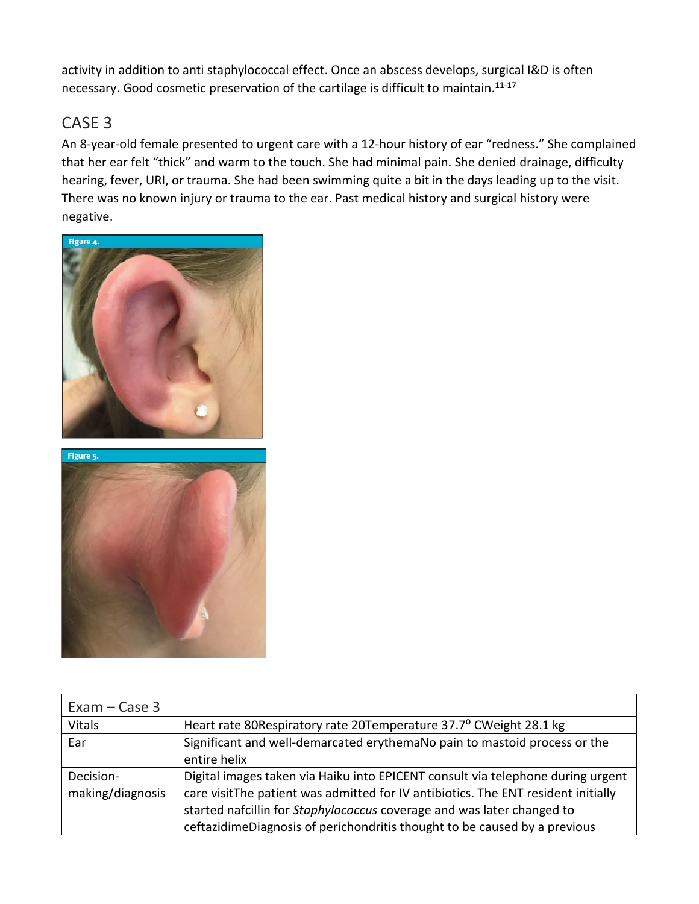activity in addition to anti staphylococcal effect. Once an abscess develops, surgical I&D is often necessary. Good cosmetic preservation of the cartilage is difficult to maintain.[11-17]

## CASE 3

An 8-year-old female presented to urgent care with a 12-hour history of ear "redness." She complained that her ear felt "thick" and warm to the touch. She had minimal pain. She denied drainage, difficulty hearing, fever, URI, or trauma. She had been swimming quite a bit in the days leading up to the visit. There was no known injury or trauma to the ear. Past medical history and surgical history were negative.

Figure 4.

Figure 5.

| Exam – Case 3 | |
|---|---|
| Vitals | Heart rate 80Respiratory rate 20Temperature 37.7° CWeight 28.1 kg |
| Ear | Significant and well-demarcated erythemaNo pain to mastoid process or the entire helix |
| Decision-making/diagnosis | Digital images taken via Haiku into EPICENT consult via telephone during urgent care visitThe patient was admitted for IV antibiotics. The ENT resident initially started nafcillin for *Staphylococcus* coverage and was later changed to ceftazidimeDiagnosis of perichondritis thought to be caused by a previous |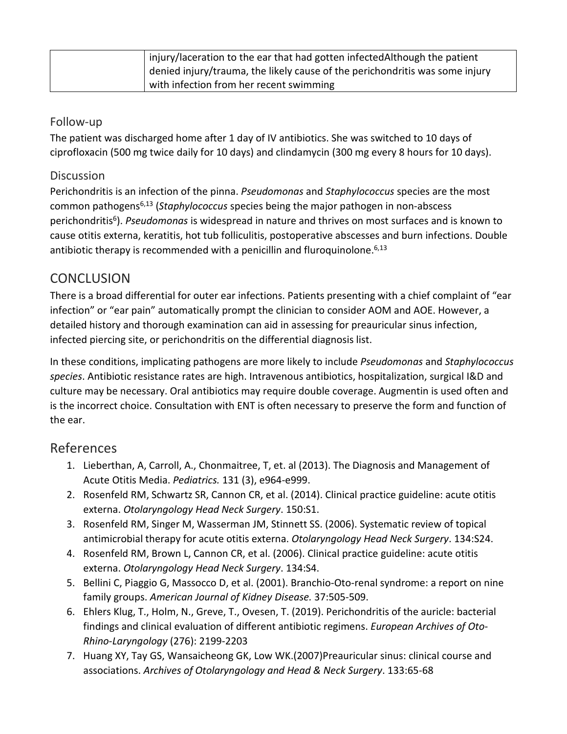|  | injury/laceration to the ear that had gotten infectedAlthough the patient denied injury/trauma, the likely cause of the perichondritis was some injury with infection from her recent swimming |
| --- | --- |

### Follow-up

The patient was discharged home after 1 day of IV antibiotics. She was switched to 10 days of ciprofloxacin (500 mg twice daily for 10 days) and clindamycin (300 mg every 8 hours for 10 days).

### Discussion

Perichondritis is an infection of the pinna. *Pseudomonas* and *Staphylococcus* species are the most common pathogens[6,13] (*Staphylococcus* species being the major pathogen in non-abscess perichondritis[6]). *Pseudomonas* is widespread in nature and thrives on most surfaces and is known to cause otitis externa, keratitis, hot tub folliculitis, postoperative abscesses and burn infections. Double antibiotic therapy is recommended with a penicillin and fluroquinolone.[6,13]

## CONCLUSION

There is a broad differential for outer ear infections. Patients presenting with a chief complaint of "ear infection" or "ear pain" automatically prompt the clinician to consider AOM and AOE. However, a detailed history and thorough examination can aid in assessing for preauricular sinus infection, infected piercing site, or perichondritis on the differential diagnosis list.

In these conditions, implicating pathogens are more likely to include *Pseudomonas* and *Staphylococcus species*. Antibiotic resistance rates are high. Intravenous antibiotics, hospitalization, surgical I&D and culture may be necessary. Oral antibiotics may require double coverage. Augmentin is used often and is the incorrect choice. Consultation with ENT is often necessary to preserve the form and function of the ear.

## References

1. Lieberthan, A, Carroll, A., Chonmaitree, T, et. al (2013). The Diagnosis and Management of Acute Otitis Media. *Pediatrics.* 131 (3), e964-e999.
2. Rosenfeld RM, Schwartz SR, Cannon CR, et al. (2014). Clinical practice guideline: acute otitis externa. *Otolaryngology Head Neck Surgery*. 150:S1.
3. Rosenfeld RM, Singer M, Wasserman JM, Stinnett SS. (2006). Systematic review of topical antimicrobial therapy for acute otitis externa. *Otolaryngology Head Neck Surgery*. 134:S24.
4. Rosenfeld RM, Brown L, Cannon CR, et al. (2006). Clinical practice guideline: acute otitis externa. *Otolaryngology Head Neck Surgery*. 134:S4.
5. Bellini C, Piaggio G, Massocco D, et al. (2001). Branchio-Oto-renal syndrome: a report on nine family groups. *American Journal of Kidney Disease.* 37:505-509.
6. Ehlers Klug, T., Holm, N., Greve, T., Ovesen, T. (2019). Perichondritis of the auricle: bacterial findings and clinical evaluation of different antibiotic regimens. *European Archives of Oto-Rhino-Laryngology* (276): 2199-2203
7. Huang XY, Tay GS, Wansaicheong GK, Low WK.(2007)Preauricular sinus: clinical course and associations. *Archives of Otolaryngology and Head & Neck Surgery*. 133:65-68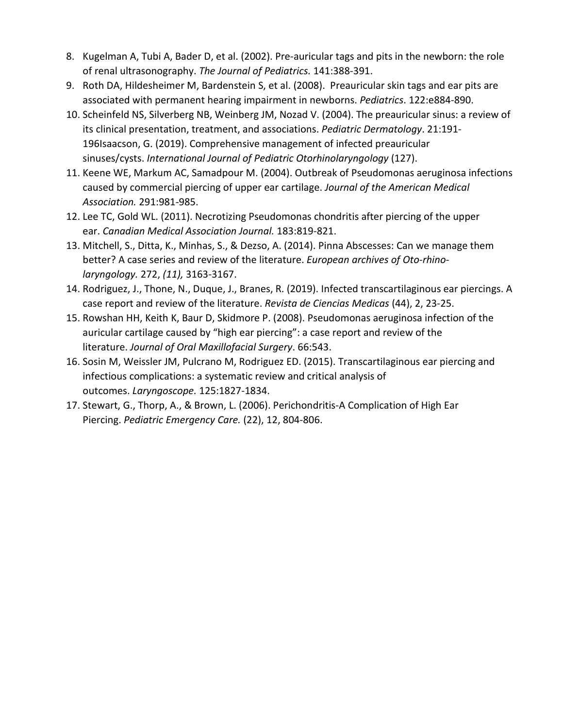8. Kugelman A, Tubi A, Bader D, et al. (2002). Pre-auricular tags and pits in the newborn: the role of renal ultrasonography. *The Journal of Pediatrics.* 141:388-391.
9. Roth DA, Hildesheimer M, Bardenstein S, et al. (2008). Preauricular skin tags and ear pits are associated with permanent hearing impairment in newborns. *Pediatrics*. 122:e884-890.
10. Scheinfeld NS, Silverberg NB, Weinberg JM, Nozad V. (2004). The preauricular sinus: a review of its clinical presentation, treatment, and associations. *Pediatric Dermatology*. 21:191-196Isaacson, G. (2019). Comprehensive management of infected preauricular sinuses/cysts. *International Journal of Pediatric Otorhinolaryngology* (127).
11. Keene WE, Markum AC, Samadpour M. (2004). Outbreak of Pseudomonas aeruginosa infections caused by commercial piercing of upper ear cartilage. *Journal of the American Medical Association.* 291:981-985.
12. Lee TC, Gold WL. (2011). Necrotizing Pseudomonas chondritis after piercing of the upper ear. *Canadian Medical Association Journal.* 183:819-821.
13. Mitchell, S., Ditta, K., Minhas, S., & Dezso, A. (2014). Pinna Abscesses: Can we manage them better? A case series and review of the literature. *European archives of Oto-rhino-laryngology.* 272, *(11),* 3163-3167.
14. Rodriguez, J., Thone, N., Duque, J., Branes, R. (2019). Infected transcartilaginous ear piercings. A case report and review of the literature. *Revista de Ciencias Medicas* (44), 2, 23-25.
15. Rowshan HH, Keith K, Baur D, Skidmore P. (2008). Pseudomonas aeruginosa infection of the auricular cartilage caused by "high ear piercing": a case report and review of the literature. *Journal of Oral Maxillofacial Surgery*. 66:543.
16. Sosin M, Weissler JM, Pulcrano M, Rodriguez ED. (2015). Transcartilaginous ear piercing and infectious complications: a systematic review and critical analysis of outcomes. *Laryngoscope.* 125:1827-1834.
17. Stewart, G., Thorp, A., & Brown, L. (2006). Perichondritis-A Complication of High Ear Piercing. *Pediatric Emergency Care.* (22), 12, 804-806.